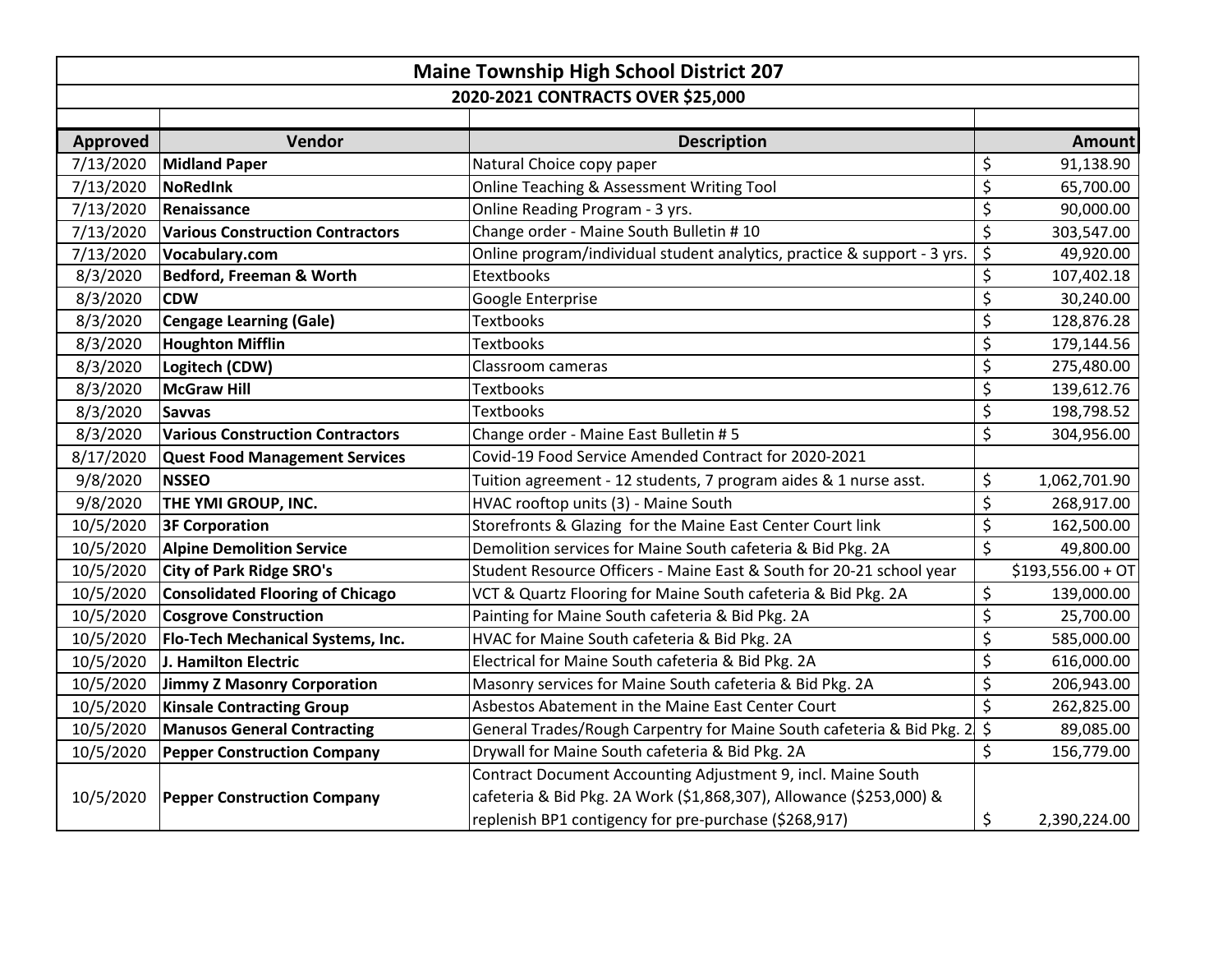# Maine Township High School District 207

## 2020-2021 CONTRACTS OVER $25,000

| Approved | Vendor | Description | Amount |
|---|---|---|---|
| 7/13/2020 | **Midland Paper** | Natural Choice copy paper | $ 91,138.90 |
| 7/13/2020 | **NoRedInk** | Online Teaching & Assessment Writing Tool | $ 65,700.00 |
| 7/13/2020 | **Renaissance** | Online Reading Program - 3 yrs. | $ 90,000.00 |
| 7/13/2020 | **Various Construction Contractors** | Change order - Maine South Bulletin # 10 | $ 303,547.00 |
| 7/13/2020 | **Vocabulary.com** | Online program/individual student analytics, practice & support - 3 yrs. | $ 49,920.00 |
| 8/3/2020 | **Bedford, Freeman & Worth** | Etextbooks | $ 107,402.18 |
| 8/3/2020 | **CDW** | Google Enterprise | $ 30,240.00 |
| 8/3/2020 | **Cengage Learning (Gale)** | Textbooks | $ 128,876.28 |
| 8/3/2020 | **Houghton Mifflin** | Textbooks | $ 179,144.56 |
| 8/3/2020 | **Logitech (CDW)** | Classroom cameras | $ 275,480.00 |
| 8/3/2020 | **McGraw Hill** | Textbooks | $ 139,612.76 |
| 8/3/2020 | **Savvas** | Textbooks | $ 198,798.52 |
| 8/3/2020 | **Various Construction Contractors** | Change order - Maine East Bulletin # 5 | $ 304,956.00 |
| 8/17/2020 | **Quest Food Management Services** | Covid-19 Food Service Amended Contract for 2020-2021 | |
| 9/8/2020 | **NSSEO** | Tuition agreement - 12 students, 7 program aides & 1 nurse asst. | $ 1,062,701.90 |
| 9/8/2020 | **THE YMI GROUP, INC.** | HVAC rooftop units (3) - Maine South | $ 268,917.00 |
| 10/5/2020 | **3F Corporation** | Storefronts & Glazing for the Maine East Center Court link | $ 162,500.00 |
| 10/5/2020 | **Alpine Demolition Service** | Demolition services for Maine South cafeteria & Bid Pkg. 2A | $ 49,800.00 |
| 10/5/2020 | **City of Park Ridge SRO's** | Student Resource Officers - Maine East & South for 20-21 school year | $193,556.00 + OT |
| 10/5/2020 | **Consolidated Flooring of Chicago** | VCT & Quartz Flooring for Maine South cafeteria & Bid Pkg. 2A | $ 139,000.00 |
| 10/5/2020 | **Cosgrove Construction** | Painting for Maine South cafeteria & Bid Pkg. 2A | $ 25,700.00 |
| 10/5/2020 | **Flo-Tech Mechanical Systems, Inc.** | HVAC for Maine South cafeteria & Bid Pkg. 2A | $ 585,000.00 |
| 10/5/2020 | **J. Hamilton Electric** | Electrical for Maine South cafeteria & Bid Pkg. 2A | $ 616,000.00 |
| 10/5/2020 | **Jimmy Z Masonry Corporation** | Masonry services for Maine South cafeteria & Bid Pkg. 2A | $ 206,943.00 |
| 10/5/2020 | **Kinsale Contracting Group** | Asbestos Abatement in the Maine East Center Court | $ 262,825.00 |
| 10/5/2020 | **Manusos General Contracting** | General Trades/Rough Carpentry for Maine South cafeteria & Bid Pkg. 2 | $ 89,085.00 |
| 10/5/2020 | **Pepper Construction Company** | Drywall for Maine South cafeteria & Bid Pkg. 2A | $ 156,779.00 |
| 10/5/2020 | **Pepper Construction Company** | Contract Document Accounting Adjustment 9, incl. Maine South cafeteria & Bid Pkg. 2A Work ($1,868,307), Allowance ($253,000) & replenish BP1 contigency for pre-purchase ($268,917) | $ 2,390,224.00 |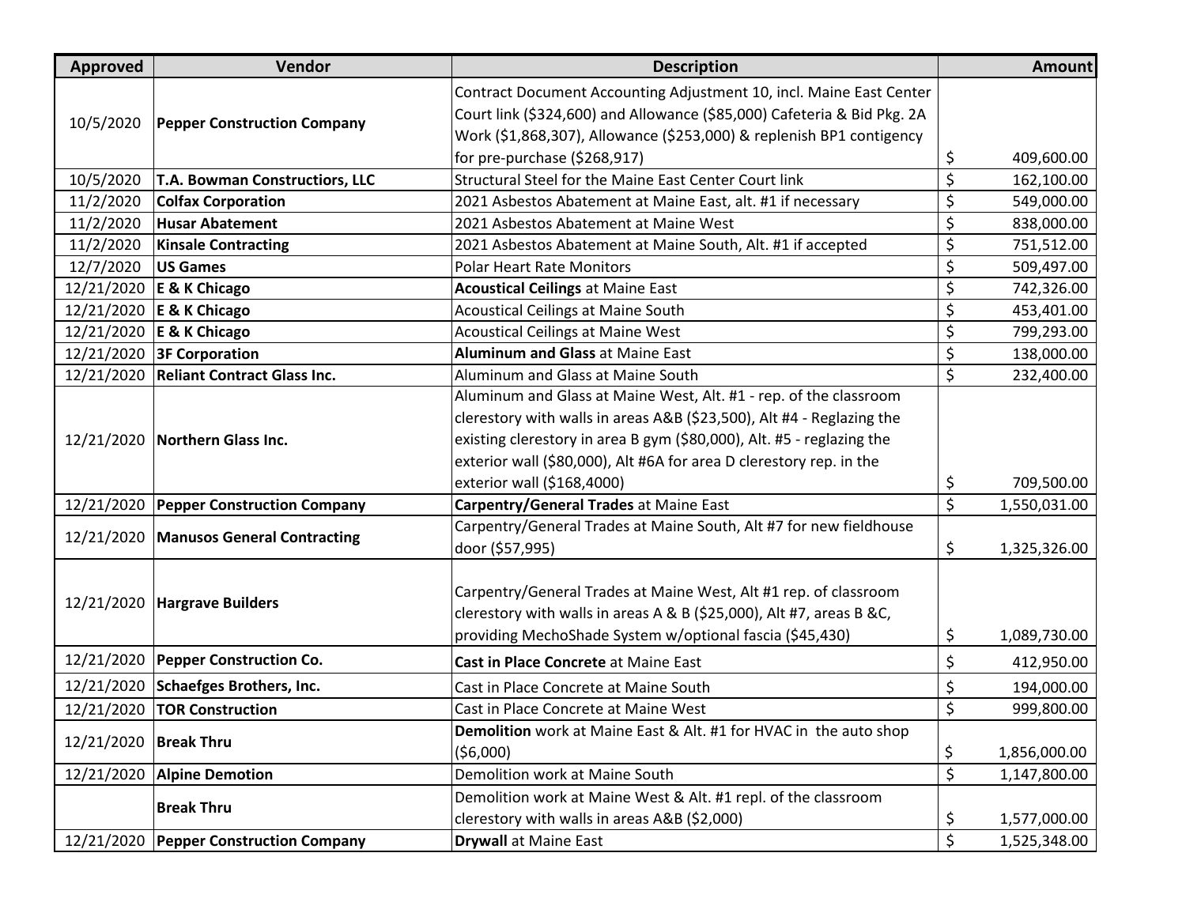| Approved | Vendor | Description | Amount |
|---|---|---|---|
| 10/5/2020 | **Pepper Construction Company** | Contract Document Accounting Adjustment 10, incl. Maine East Center Court link ($324,600) and Allowance ($85,000) Cafeteria & Bid Pkg. 2A Work ($1,868,307), Allowance ($253,000) & replenish BP1 contigency for pre-purchase ($268,917) | $ 409,600.00 |
| 10/5/2020 | **T.A. Bowman Constructiors, LLC** | Structural Steel for the Maine East Center Court link | $ 162,100.00 |
| 11/2/2020 | **Colfax Corporation** | 2021 Asbestos Abatement at Maine East, alt. #1 if necessary | $ 549,000.00 |
| 11/2/2020 | **Husar Abatement** | 2021 Asbestos Abatement at Maine West | $ 838,000.00 |
| 11/2/2020 | **Kinsale Contracting** | 2021 Asbestos Abatement at Maine South, Alt. #1 if accepted | $ 751,512.00 |
| 12/7/2020 | **US Games** | Polar Heart Rate Monitors | $ 509,497.00 |
| 12/21/2020 | **E & K Chicago** | **Acoustical Ceilings** at Maine East | $ 742,326.00 |
| 12/21/2020 | **E & K Chicago** | Acoustical Ceilings at Maine South | $ 453,401.00 |
| 12/21/2020 | **E & K Chicago** | Acoustical Ceilings at Maine West | $ 799,293.00 |
| 12/21/2020 | **3F Corporation** | **Aluminum and Glass** at Maine East | $ 138,000.00 |
| 12/21/2020 | **Reliant Contract Glass Inc.** | Aluminum and Glass at Maine South | $ 232,400.00 |
| 12/21/2020 | **Northern Glass Inc.** | Aluminum and Glass at Maine West, Alt. #1 - rep. of the classroom clerestory with walls in areas A&B ($23,500), Alt #4 - Reglazing the existing clerestory in area B gym ($80,000), Alt. #5 - reglazing the exterior wall ($80,000), Alt #6A for area D clerestory rep. in the exterior wall ($168,4000) | $ 709,500.00 |
| 12/21/2020 | **Pepper Construction Company** | **Carpentry/General Trades** at Maine East | $ 1,550,031.00 |
| 12/21/2020 | **Manusos General Contracting** | Carpentry/General Trades at Maine South, Alt #7 for new fieldhouse door ($57,995) | $ 1,325,326.00 |
| 12/21/2020 | **Hargrave Builders** | Carpentry/General Trades at Maine West, Alt #1 rep. of classroom clerestory with walls in areas A & B ($25,000), Alt #7, areas B &C, providing MechoShade System w/optional fascia ($45,430) | $ 1,089,730.00 |
| 12/21/2020 | **Pepper Construction Co.** | **Cast in Place Concrete** at Maine East | $ 412,950.00 |
| 12/21/2020 | **Schaefges Brothers, Inc.** | Cast in Place Concrete at Maine South | $ 194,000.00 |
| 12/21/2020 | **TOR Construction** | Cast in Place Concrete at Maine West | $ 999,800.00 |
| 12/21/2020 | **Break Thru** | **Demolition** work at Maine East & Alt. #1 for HVAC in the auto shop ($6,000) | $ 1,856,000.00 |
| 12/21/2020 | **Alpine Demotion** | Demolition work at Maine South | $ 1,147,800.00 |
| | **Break Thru** | Demolition work at Maine West & Alt. #1 repl. of the classroom clerestory with walls in areas A&B ($2,000) | $ 1,577,000.00 |
| 12/21/2020 | **Pepper Construction Company** | **Drywall** at Maine East | $ 1,525,348.00 |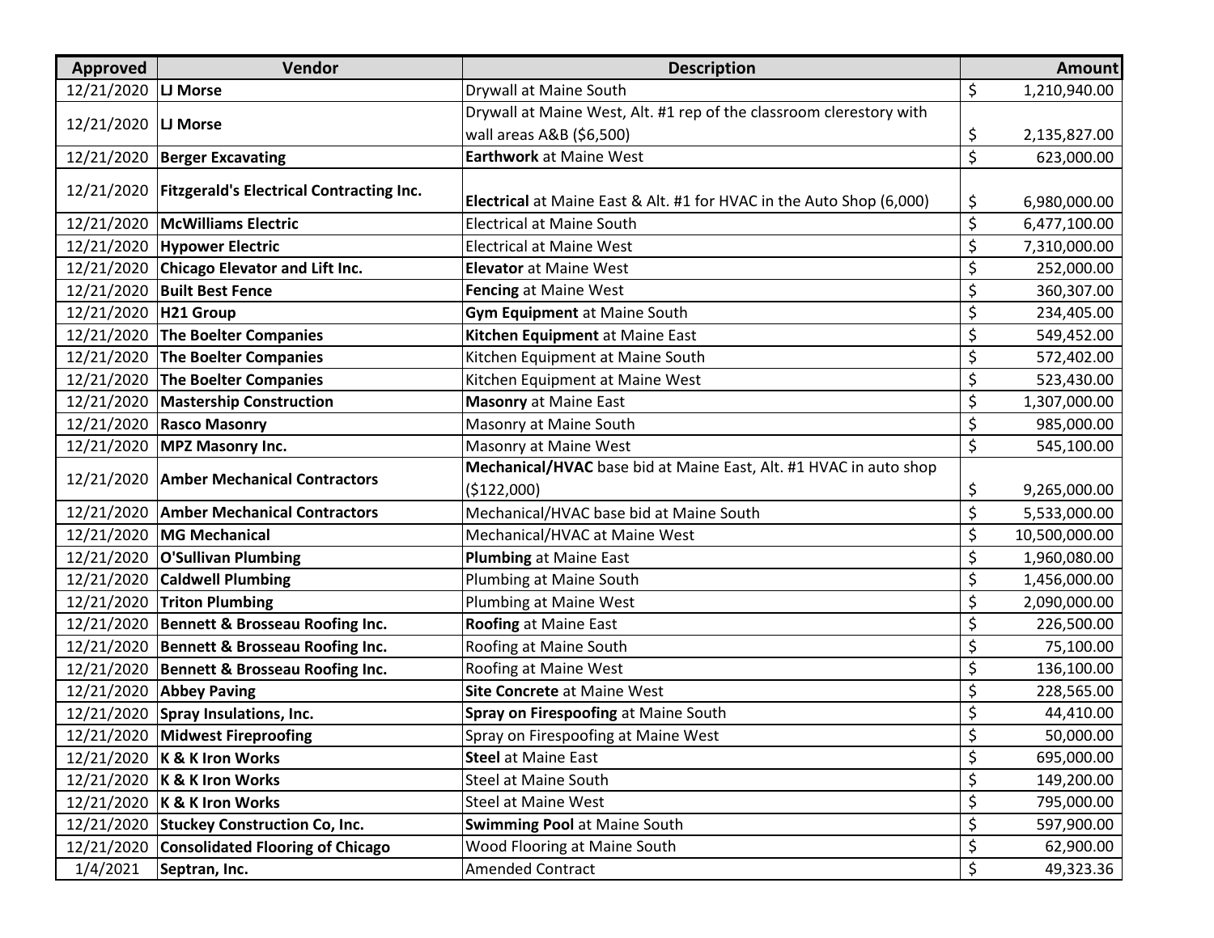| Approved | Vendor | Description | Amount |
|---|---|---|---|
| 12/21/2020 | **LJ Morse** | Drywall at Maine South | $ 1,210,940.00 |
| 12/21/2020 | **LJ Morse** | Drywall at Maine West, Alt. #1 rep of the classroom clerestory with wall areas A&B ($6,500) | $ 2,135,827.00 |
| 12/21/2020 | **Berger Excavating** | **Earthwork** at Maine West | $ 623,000.00 |
| 12/21/2020 | **Fitzgerald's Electrical Contracting Inc.** | **Electrical** at Maine East & Alt. #1 for HVAC in the Auto Shop (6,000) | $ 6,980,000.00 |
| 12/21/2020 | **McWilliams Electric** | Electrical at Maine South | $ 6,477,100.00 |
| 12/21/2020 | **Hypower Electric** | Electrical at Maine West | $ 7,310,000.00 |
| 12/21/2020 | **Chicago Elevator and Lift Inc.** | **Elevator** at Maine West | $ 252,000.00 |
| 12/21/2020 | **Built Best Fence** | **Fencing** at Maine West | $ 360,307.00 |
| 12/21/2020 | **H21 Group** | **Gym Equipment** at Maine South | $ 234,405.00 |
| 12/21/2020 | **The Boelter Companies** | **Kitchen Equipment** at Maine East | $ 549,452.00 |
| 12/21/2020 | **The Boelter Companies** | Kitchen Equipment at Maine South | $ 572,402.00 |
| 12/21/2020 | **The Boelter Companies** | Kitchen Equipment at Maine West | $ 523,430.00 |
| 12/21/2020 | **Mastership Construction** | **Masonry** at Maine East | $ 1,307,000.00 |
| 12/21/2020 | **Rasco Masonry** | Masonry at Maine South | $ 985,000.00 |
| 12/21/2020 | **MPZ Masonry Inc.** | Masonry at Maine West | $ 545,100.00 |
| 12/21/2020 | **Amber Mechanical Contractors** | **Mechanical/HVAC** base bid at Maine East, Alt. #1 HVAC in auto shop ($122,000) | $ 9,265,000.00 |
| 12/21/2020 | **Amber Mechanical Contractors** | Mechanical/HVAC base bid at Maine South | $ 5,533,000.00 |
| 12/21/2020 | **MG Mechanical** | Mechanical/HVAC at Maine West | $ 10,500,000.00 |
| 12/21/2020 | **O'Sullivan Plumbing** | **Plumbing** at Maine East | $ 1,960,080.00 |
| 12/21/2020 | **Caldwell Plumbing** | Plumbing at Maine South | $ 1,456,000.00 |
| 12/21/2020 | **Triton Plumbing** | Plumbing at Maine West | $ 2,090,000.00 |
| 12/21/2020 | **Bennett & Brosseau Roofing Inc.** | **Roofing** at Maine East | $ 226,500.00 |
| 12/21/2020 | **Bennett & Brosseau Roofing Inc.** | Roofing at Maine South | $ 75,100.00 |
| 12/21/2020 | **Bennett & Brosseau Roofing Inc.** | Roofing at Maine West | $ 136,100.00 |
| 12/21/2020 | **Abbey Paving** | **Site Concrete** at Maine West | $ 228,565.00 |
| 12/21/2020 | **Spray Insulations, Inc.** | **Spray on Firespoofing** at Maine South | $ 44,410.00 |
| 12/21/2020 | **Midwest Fireproofing** | Spray on Firespoofing at Maine West | $ 50,000.00 |
| 12/21/2020 | **K & K Iron Works** | **Steel** at Maine East | $ 695,000.00 |
| 12/21/2020 | **K & K Iron Works** | Steel at Maine South | $ 149,200.00 |
| 12/21/2020 | **K & K Iron Works** | Steel at Maine West | $ 795,000.00 |
| 12/21/2020 | **Stuckey Construction Co, Inc.** | **Swimming Pool** at Maine South | $ 597,900.00 |
| 12/21/2020 | **Consolidated Flooring of Chicago** | Wood Flooring at Maine South | $ 62,900.00 |
| 1/4/2021 | Septran, Inc. | Amended Contract | $ 49,323.36 |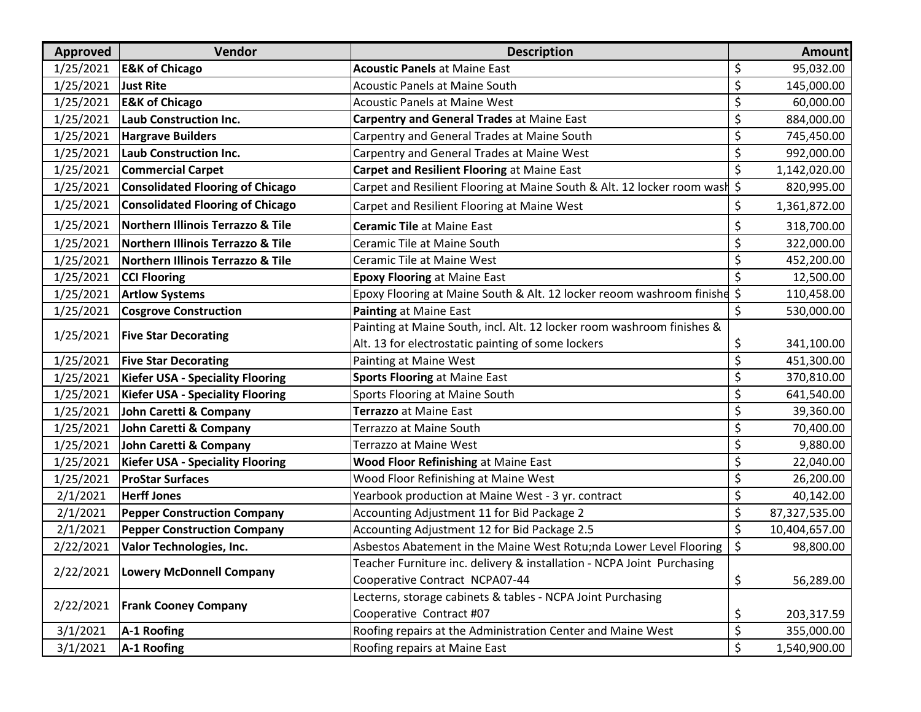| Approved | Vendor | Description | Amount |
|---|---|---|---|
| 1/25/2021 | **E&K of Chicago** | **Acoustic Panels** at Maine East | $ 95,032.00 |
| 1/25/2021 | **Just Rite** | Acoustic Panels at Maine South | $ 145,000.00 |
| 1/25/2021 | **E&K of Chicago** | Acoustic Panels at Maine West | $ 60,000.00 |
| 1/25/2021 | **Laub Construction Inc.** | **Carpentry and General Trades** at Maine East | $ 884,000.00 |
| 1/25/2021 | **Hargrave Builders** | Carpentry and General Trades at Maine South | $ 745,450.00 |
| 1/25/2021 | **Laub Construction Inc.** | Carpentry and General Trades at Maine West | $ 992,000.00 |
| 1/25/2021 | **Commercial Carpet** | **Carpet and Resilient Flooring** at Maine East | $ 1,142,020.00 |
| 1/25/2021 | **Consolidated Flooring of Chicago** | Carpet and Resilient Flooring at Maine South & Alt. 12 locker room wash | $ 820,995.00 |
| 1/25/2021 | **Consolidated Flooring of Chicago** | Carpet and Resilient Flooring at Maine West | $ 1,361,872.00 |
| 1/25/2021 | **Northern Illinois Terrazzo & Tile** | **Ceramic Tile** at Maine East | $ 318,700.00 |
| 1/25/2021 | **Northern Illinois Terrazzo & Tile** | Ceramic Tile at Maine South | $ 322,000.00 |
| 1/25/2021 | **Northern Illinois Terrazzo & Tile** | Ceramic Tile at Maine West | $ 452,200.00 |
| 1/25/2021 | **CCI Flooring** | **Epoxy Flooring** at Maine East | $ 12,500.00 |
| 1/25/2021 | **Artlow Systems** | Epoxy Flooring at Maine South & Alt. 12 locker reoom washroom finishe | $ 110,458.00 |
| 1/25/2021 | **Cosgrove Construction** | **Painting** at Maine East | $ 530,000.00 |
| 1/25/2021 | **Five Star Decorating** | Painting at Maine South, incl. Alt. 12 locker room washroom finishes & Alt. 13 for electrostatic painting of some lockers | $ 341,100.00 |
| 1/25/2021 | **Five Star Decorating** | Painting at Maine West | $ 451,300.00 |
| 1/25/2021 | **Kiefer USA - Speciality Flooring** | **Sports Flooring** at Maine East | $ 370,810.00 |
| 1/25/2021 | **Kiefer USA - Speciality Flooring** | Sports Flooring at Maine South | $ 641,540.00 |
| 1/25/2021 | **John Caretti & Company** | **Terrazzo** at Maine East | $ 39,360.00 |
| 1/25/2021 | **John Caretti & Company** | Terrazzo at Maine South | $ 70,400.00 |
| 1/25/2021 | **John Caretti & Company** | Terrazzo at Maine West | $ 9,880.00 |
| 1/25/2021 | **Kiefer USA - Speciality Flooring** | **Wood Floor Refinishing** at Maine East | $ 22,040.00 |
| 1/25/2021 | **ProStar Surfaces** | Wood Floor Refinishing at Maine West | $ 26,200.00 |
| 2/1/2021 | **Herff Jones** | Yearbook production at Maine West - 3 yr. contract | $ 40,142.00 |
| 2/1/2021 | **Pepper Construction Company** | Accounting Adjustment 11 for Bid Package 2 | $ 87,327,535.00 |
| 2/1/2021 | **Pepper Construction Company** | Accounting Adjustment 12 for Bid Package 2.5 | $ 10,404,657.00 |
| 2/22/2021 | **Valor Technologies, Inc.** | Asbestos Abatement in the Maine West Rotu;nda Lower Level Flooring | $ 98,800.00 |
| 2/22/2021 | **Lowery McDonnell Company** | Teacher Furniture inc. delivery & installation - NCPA Joint Purchasing Cooperative Contract NCPA07-44 | $ 56,289.00 |
| 2/22/2021 | **Frank Cooney Company** | Lecterns, storage cabinets & tables - NCPA Joint Purchasing Cooperative Contract #07 | $ 203,317.59 |
| 3/1/2021 | **A-1 Roofing** | Roofing repairs at the Administration Center and Maine West | $ 355,000.00 |
| 3/1/2021 | **A-1 Roofing** | Roofing repairs at Maine East | $ 1,540,900.00 |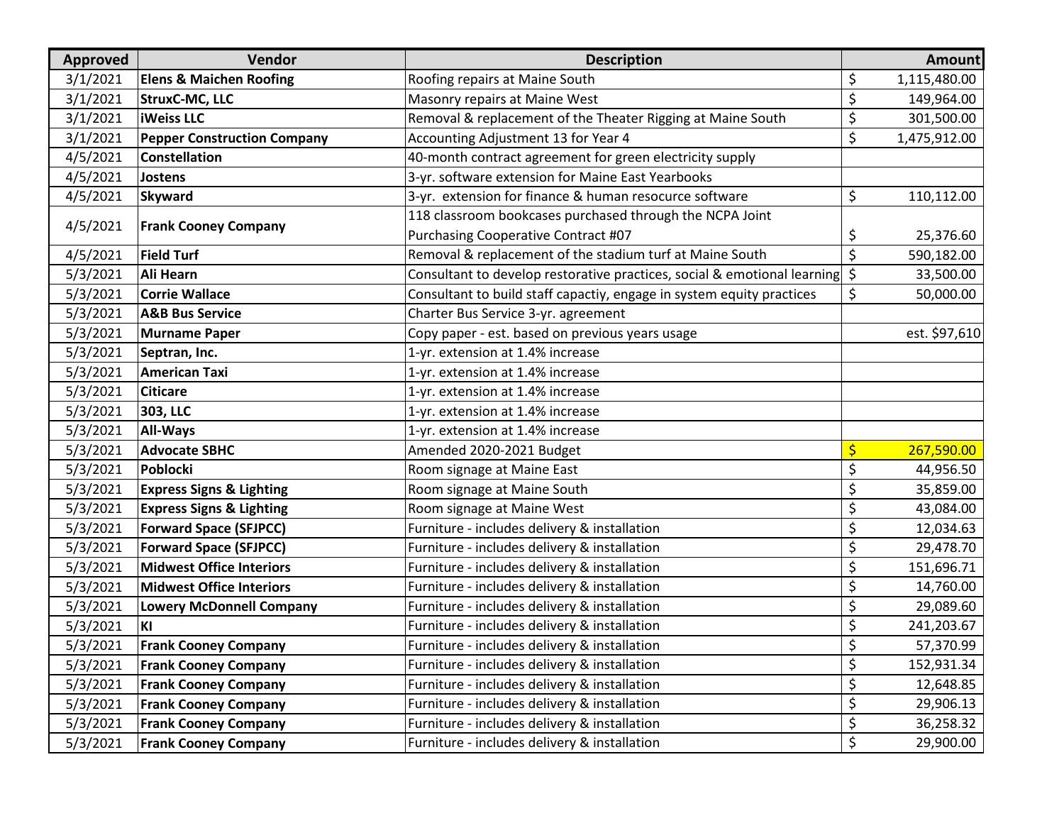| Approved | Vendor | Description | Amount |
|---|---|---|---|
| 3/1/2021 | **Elens & Maichen Roofing** | Roofing repairs at Maine South | $ 1,115,480.00 |
| 3/1/2021 | **StruxC-MC, LLC** | Masonry repairs at Maine West | $ 149,964.00 |
| 3/1/2021 | **iWeiss LLC** | Removal & replacement of the Theater Rigging at Maine South | $ 301,500.00 |
| 3/1/2021 | **Pepper Construction Company** | Accounting Adjustment 13 for Year 4 | $ 1,475,912.00 |
| 4/5/2021 | **Constellation** | 40-month contract agreement for green electricity supply | |
| 4/5/2021 | **Jostens** | 3-yr. software extension for Maine East Yearbooks | |
| 4/5/2021 | **Skyward** | 3-yr. extension for finance & human resocurce software | $ 110,112.00 |
| 4/5/2021 | **Frank Cooney Company** | 118 classroom bookcases purchased through the NCPA Joint Purchasing Cooperative Contract #07 | $ 25,376.60 |
| 4/5/2021 | **Field Turf** | Removal & replacement of the stadium turf at Maine South | $ 590,182.00 |
| 5/3/2021 | **Ali Hearn** | Consultant to develop restorative practices, social & emotional learning | $ 33,500.00 |
| 5/3/2021 | **Corrie Wallace** | Consultant to build staff capactiy, engage in system equity practices | $ 50,000.00 |
| 5/3/2021 | **A&B Bus Service** | Charter Bus Service 3-yr. agreement | |
| 5/3/2021 | **Murname Paper** | Copy paper - est. based on previous years usage | est. $97,610 |
| 5/3/2021 | **Septran, Inc.** | 1-yr. extension at 1.4% increase | |
| 5/3/2021 | **American Taxi** | 1-yr. extension at 1.4% increase | |
| 5/3/2021 | **Citicare** | 1-yr. extension at 1.4% increase | |
| 5/3/2021 | **303, LLC** | 1-yr. extension at 1.4% increase | |
| 5/3/2021 | **All-Ways** | 1-yr. extension at 1.4% increase | |
| 5/3/2021 | **Advocate SBHC** | Amended 2020-2021 Budget | $ 267,590.00 |
| 5/3/2021 | **Poblocki** | Room signage at Maine East | $ 44,956.50 |
| 5/3/2021 | **Express Signs & Lighting** | Room signage at Maine South | $ 35,859.00 |
| 5/3/2021 | **Express Signs & Lighting** | Room signage at Maine West | $ 43,084.00 |
| 5/3/2021 | **Forward Space (SFJPCC)** | Furniture - includes delivery & installation | $ 12,034.63 |
| 5/3/2021 | **Forward Space (SFJPCC)** | Furniture - includes delivery & installation | $ 29,478.70 |
| 5/3/2021 | **Midwest Office Interiors** | Furniture - includes delivery & installation | $ 151,696.71 |
| 5/3/2021 | **Midwest Office Interiors** | Furniture - includes delivery & installation | $ 14,760.00 |
| 5/3/2021 | **Lowery McDonnell Company** | Furniture - includes delivery & installation | $ 29,089.60 |
| 5/3/2021 | **KI** | Furniture - includes delivery & installation | $ 241,203.67 |
| 5/3/2021 | **Frank Cooney Company** | Furniture - includes delivery & installation | $ 57,370.99 |
| 5/3/2021 | **Frank Cooney Company** | Furniture - includes delivery & installation | $ 152,931.34 |
| 5/3/2021 | **Frank Cooney Company** | Furniture - includes delivery & installation | $ 12,648.85 |
| 5/3/2021 | **Frank Cooney Company** | Furniture - includes delivery & installation | $ 29,906.13 |
| 5/3/2021 | **Frank Cooney Company** | Furniture - includes delivery & installation | $ 36,258.32 |
| 5/3/2021 | **Frank Cooney Company** | Furniture - includes delivery & installation | $ 29,900.00 |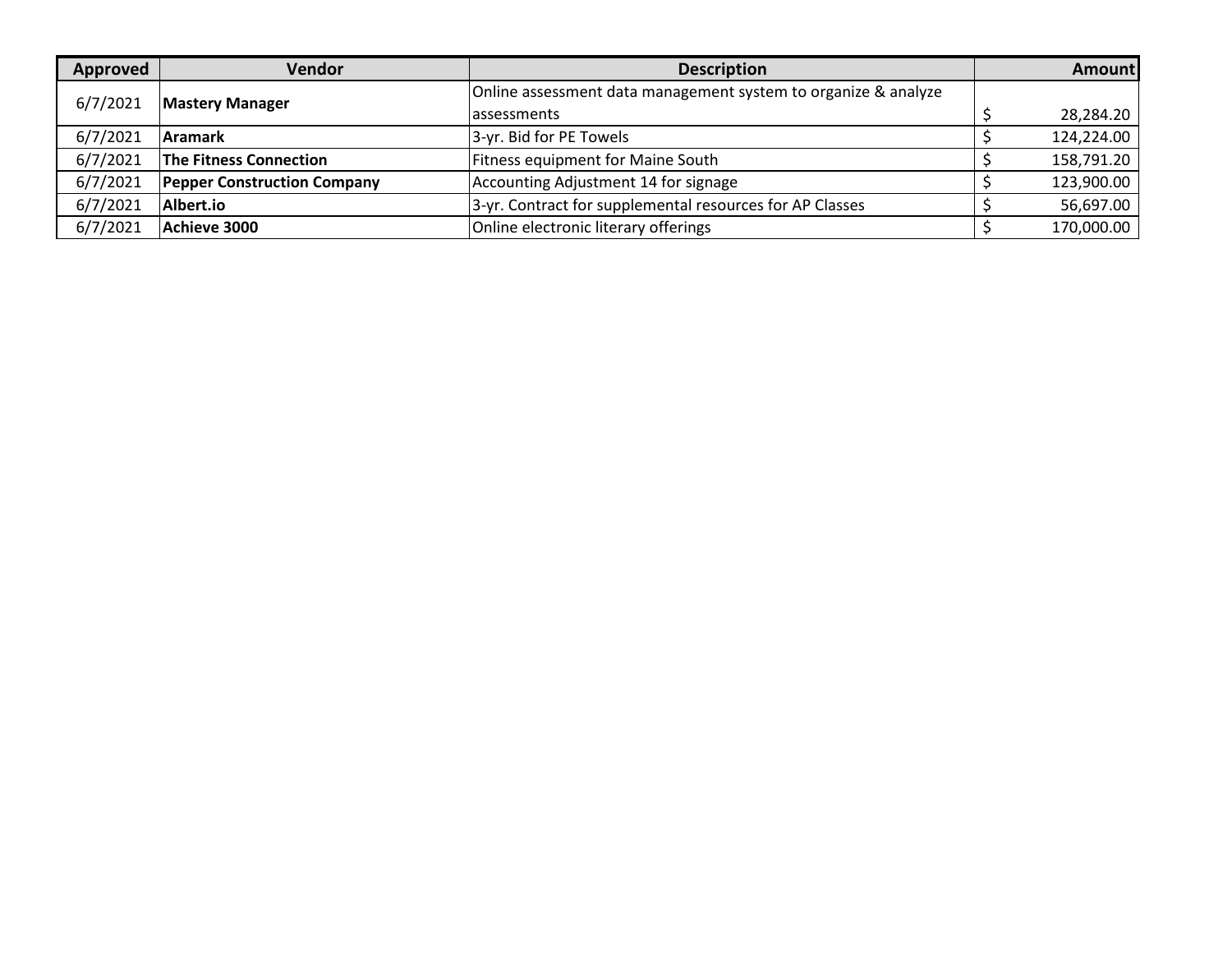| Approved | Vendor | Description | Amount |
|---|---|---|---|
| 6/7/2021 | **Mastery Manager** | Online assessment data management system to organize & analyze assessments | $ 28,284.20 |
| 6/7/2021 | **Aramark** | 3-yr. Bid for PE Towels | $ 124,224.00 |
| 6/7/2021 | **The Fitness Connection** | Fitness equipment for Maine South | $ 158,791.20 |
| 6/7/2021 | **Pepper Construction Company** | Accounting Adjustment 14 for signage | $ 123,900.00 |
| 6/7/2021 | **Albert.io** | 3-yr. Contract for supplemental resources for AP Classes | $ 56,697.00 |
| 6/7/2021 | **Achieve 3000** | Online electronic literary offerings | $ 170,000.00 |